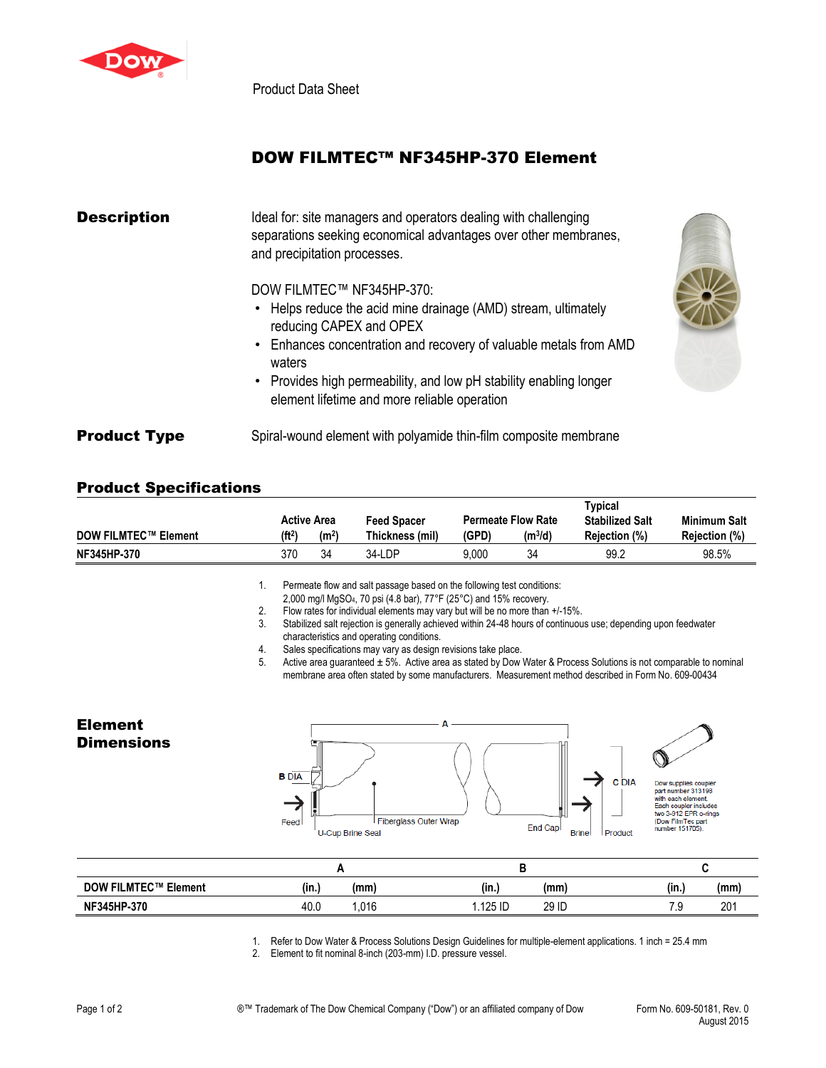Product Data Sheet

# DOW FILMTEC™ NF345HP-370 Element

## Description

Ideal for: site managers and operators dealing with challenging separations seeking economical advantages over other membranes, and precipitation processes.

DOW FILMTEC™ NF345HP-370:

- Helps reduce the acid mine drainage (AMD) stream, ultimately reducing CAPEX and OPEX
- Enhances concentration and recovery of valuable metals from AMD waters
- Provides high permeability, and low pH stability enabling longer element lifetime and more reliable operation

## Product Type

Spiral-wound element with polyamide thin-film composite membrane

## Product Specifications

| DOW FILMTEC™ Element | Active Area ($ft^2$) | Active Area ($m^2$) | Feed Spacer Thickness (mil) | Permeate Flow Rate (GPD) | Permeate Flow Rate ($m^3/d$) | Typical Stabilized Salt Rejection (%) | Minimum Salt Rejection (%) |
|---|---|---|---|---|---|---|---|
| NF345HP-370 | 370 | 34 | 34-LDP | 9,000 | 34 | 99.2 | 98.5% |

1. Permeate flow and salt passage based on the following test conditions: 2,000 mg/l $MgSO_4$, 70 psi (4.8 bar), 77°F (25°C) and 15% recovery.
2. Flow rates for individual elements may vary but will be no more than +/-15%.
3. Stabilized salt rejection is generally achieved within 24-48 hours of continuous use; depending upon feedwater characteristics and operating conditions.
4. Sales specifications may vary as design revisions take place.
5. Active area guaranteed ± 5%. Active area as stated by Dow Water & Process Solutions is not comparable to nominal membrane area often stated by some manufacturers. Measurement method described in Form No. 609-00434

## Element Dimensions

Dow supplies coupler part number 313198 with each element. Each coupler includes two 3-912 EPR o-rings (Dow FilmTec part number 151705).

| DOW FILMTEC™ Element | A (in.) | A (mm) | B (in.) | B (mm) | C (in.) | C (mm) |
|---|---|---|---|---|---|---|
| NF345HP-370 | 40.0 | 1,016 | 1.125 ID | 29 ID | 7.9 | 201 |

1. Refer to Dow Water & Process Solutions Design Guidelines for multiple-element applications. 1 inch = 25.4 mm
2. Element to fit nominal 8-inch (203-mm) I.D. pressure vessel.

®™ Trademark of The Dow Chemical Company ("Dow") or an affiliated company of Dow

Form No. 609-50181, Rev. 0
August 2015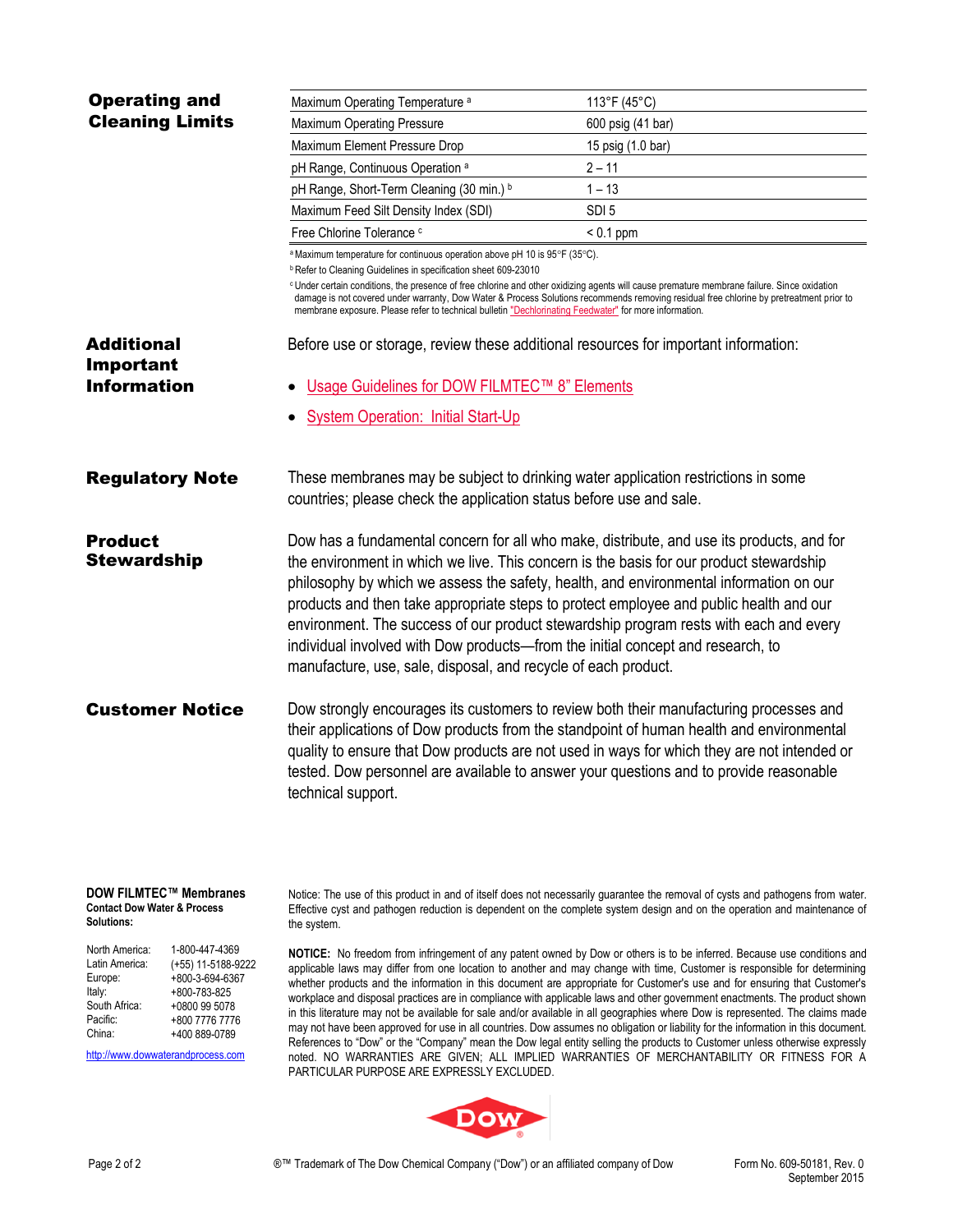## Operating and Cleaning Limits

| | |
|---|---|
| Maximum Operating Temperature [a] | 113°F (45°C) |
| Maximum Operating Pressure | 600 psig (41 bar) |
| Maximum Element Pressure Drop | 15 psig (1.0 bar) |
| pH Range, Continuous Operation [a] | 2 – 11 |
| pH Range, Short-Term Cleaning (30 min.) [b] | 1 – 13 |
| Maximum Feed Silt Density Index (SDI) | SDI 5 |
| Free Chlorine Tolerance [c] | < 0.1 ppm |

[a] Maximum temperature for continuous operation above pH 10 is 95°F (35°C).

[b] Refer to Cleaning Guidelines in specification sheet 609-23010

[c] Under certain conditions, the presence of free chlorine and other oxidizing agents will cause premature membrane failure. Since oxidation damage is not covered under warranty, Dow Water & Process Solutions recommends removing residual free chlorine by pretreatment prior to membrane exposure. Please refer to technical bulletin "Dechlorinating Feedwater" for more information.

## Additional Important Information

Before use or storage, review these additional resources for important information:

- Usage Guidelines for DOW FILMTEC™ 8" Elements
- System Operation: Initial Start-Up

## Regulatory Note

These membranes may be subject to drinking water application restrictions in some countries; please check the application status before use and sale.

## Product Stewardship

Dow has a fundamental concern for all who make, distribute, and use its products, and for the environment in which we live. This concern is the basis for our product stewardship philosophy by which we assess the safety, health, and environmental information on our products and then take appropriate steps to protect employee and public health and our environment. The success of our product stewardship program rests with each and every individual involved with Dow products—from the initial concept and research, to manufacture, use, sale, disposal, and recycle of each product.

## Customer Notice

Dow strongly encourages its customers to review both their manufacturing processes and their applications of Dow products from the standpoint of human health and environmental quality to ensure that Dow products are not used in ways for which they are not intended or tested. Dow personnel are available to answer your questions and to provide reasonable technical support.

**DOW FILMTEC™ Membranes**
**Contact Dow Water & Process Solutions:**

| | |
|---|---|
| North America: | 1-800-447-4369 |
| Latin America: | (+55) 11-5188-9222 |
| Europe: | +800-3-694-6367 |
| Italy: | +800-783-825 |
| South Africa: | +0800 99 5078 |
| Pacific: | +800 7776 7776 |
| China: | +400 889-0789 |

http://www.dowwaterandprocess.com

Notice: The use of this product in and of itself does not necessarily guarantee the removal of cysts and pathogens from water. Effective cyst and pathogen reduction is dependent on the complete system design and on the operation and maintenance of the system.

**NOTICE:** No freedom from infringement of any patent owned by Dow or others is to be inferred. Because use conditions and applicable laws may differ from one location to another and may change with time, Customer is responsible for determining whether products and the information in this document are appropriate for Customer's use and for ensuring that Customer's workplace and disposal practices are in compliance with applicable laws and other government enactments. The product shown in this literature may not be available for sale and/or available in all geographies where Dow is represented. The claims made may not have been approved for use in all countries. Dow assumes no obligation or liability for the information in this document. References to "Dow" or the "Company" mean the Dow legal entity selling the products to Customer unless otherwise expressly noted. NO WARRANTIES ARE GIVEN; ALL IMPLIED WARRANTIES OF MERCHANTABILITY OR FITNESS FOR A PARTICULAR PURPOSE ARE EXPRESSLY EXCLUDED.

®™ Trademark of The Dow Chemical Company ("Dow") or an affiliated company of Dow

Form No. 609-50181, Rev. 0
September 2015